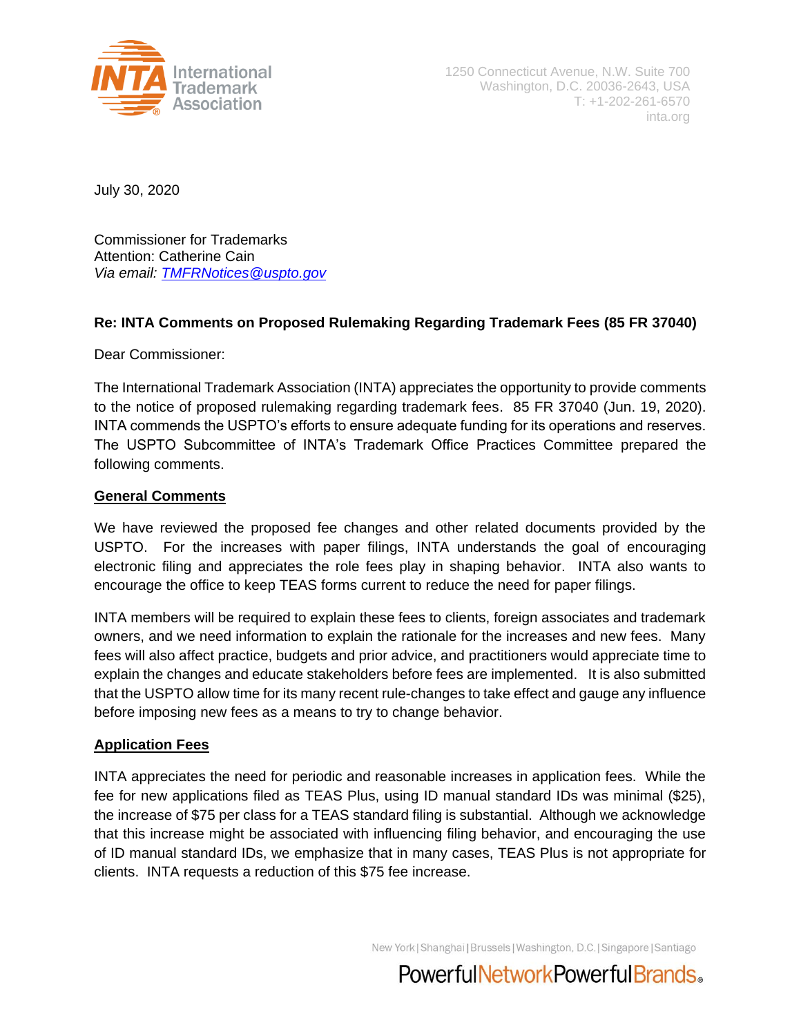International Trademark Association

1250 Connecticut Avenue, N.W. Suite 700
Washington, D.C. 20036-2643, USA
T: +1-202-261-6570
inta.org

July 30, 2020

Commissioner for Trademarks
Attention: Catherine Cain
*Via email: TMFRNotices@uspto.gov*

**Re: INTA Comments on Proposed Rulemaking Regarding Trademark Fees (85 FR 37040)**

Dear Commissioner:

The International Trademark Association (INTA) appreciates the opportunity to provide comments to the notice of proposed rulemaking regarding trademark fees. 85 FR 37040 (Jun. 19, 2020). INTA commends the USPTO's efforts to ensure adequate funding for its operations and reserves. The USPTO Subcommittee of INTA's Trademark Office Practices Committee prepared the following comments.

**General Comments**

We have reviewed the proposed fee changes and other related documents provided by the USPTO. For the increases with paper filings, INTA understands the goal of encouraging electronic filing and appreciates the role fees play in shaping behavior. INTA also wants to encourage the office to keep TEAS forms current to reduce the need for paper filings.

INTA members will be required to explain these fees to clients, foreign associates and trademark owners, and we need information to explain the rationale for the increases and new fees. Many fees will also affect practice, budgets and prior advice, and practitioners would appreciate time to explain the changes and educate stakeholders before fees are implemented. It is also submitted that the USPTO allow time for its many recent rule-changes to take effect and gauge any influence before imposing new fees as a means to try to change behavior.

**Application Fees**

INTA appreciates the need for periodic and reasonable increases in application fees. While the fee for new applications filed as TEAS Plus, using ID manual standard IDs was minimal ($25), the increase of $75 per class for a TEAS standard filing is substantial. Although we acknowledge that this increase might be associated with influencing filing behavior, and encouraging the use of ID manual standard IDs, we emphasize that in many cases, TEAS Plus is not appropriate for clients. INTA requests a reduction of this $75 fee increase.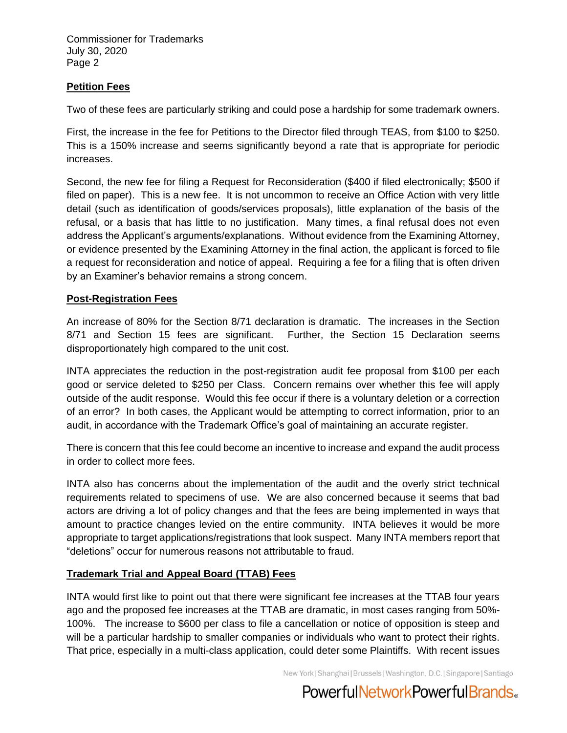## Petition Fees

Two of these fees are particularly striking and could pose a hardship for some trademark owners.

First, the increase in the fee for Petitions to the Director filed through TEAS, from $100 to $250. This is a 150% increase and seems significantly beyond a rate that is appropriate for periodic increases.

Second, the new fee for filing a Request for Reconsideration ($400 if filed electronically; $500 if filed on paper). This is a new fee. It is not uncommon to receive an Office Action with very little detail (such as identification of goods/services proposals), little explanation of the basis of the refusal, or a basis that has little to no justification. Many times, a final refusal does not even address the Applicant's arguments/explanations. Without evidence from the Examining Attorney, or evidence presented by the Examining Attorney in the final action, the applicant is forced to file a request for reconsideration and notice of appeal. Requiring a fee for a filing that is often driven by an Examiner's behavior remains a strong concern.

## Post-Registration Fees

An increase of 80% for the Section 8/71 declaration is dramatic. The increases in the Section 8/71 and Section 15 fees are significant. Further, the Section 15 Declaration seems disproportionately high compared to the unit cost.

INTA appreciates the reduction in the post-registration audit fee proposal from $100 per each good or service deleted to $250 per Class. Concern remains over whether this fee will apply outside of the audit response. Would this fee occur if there is a voluntary deletion or a correction of an error? In both cases, the Applicant would be attempting to correct information, prior to an audit, in accordance with the Trademark Office's goal of maintaining an accurate register.

There is concern that this fee could become an incentive to increase and expand the audit process in order to collect more fees.

INTA also has concerns about the implementation of the audit and the overly strict technical requirements related to specimens of use. We are also concerned because it seems that bad actors are driving a lot of policy changes and that the fees are being implemented in ways that amount to practice changes levied on the entire community. INTA believes it would be more appropriate to target applications/registrations that look suspect. Many INTA members report that "deletions" occur for numerous reasons not attributable to fraud.

## Trademark Trial and Appeal Board (TTAB) Fees

INTA would first like to point out that there were significant fee increases at the TTAB four years ago and the proposed fee increases at the TTAB are dramatic, in most cases ranging from 50%-100%. The increase to $600 per class to file a cancellation or notice of opposition is steep and will be a particular hardship to smaller companies or individuals who want to protect their rights. That price, especially in a multi-class application, could deter some Plaintiffs. With recent issues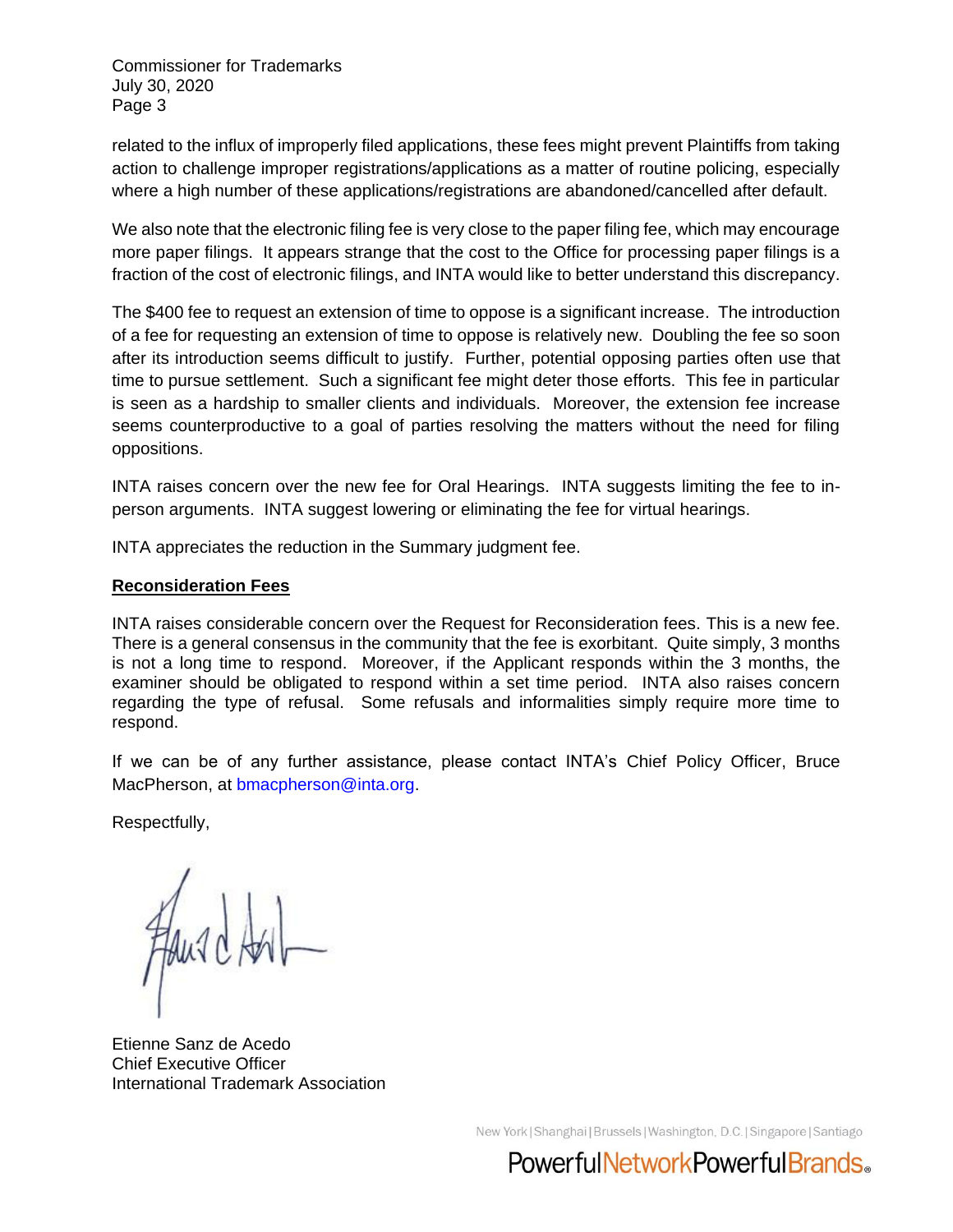related to the influx of improperly filed applications, these fees might prevent Plaintiffs from taking action to challenge improper registrations/applications as a matter of routine policing, especially where a high number of these applications/registrations are abandoned/cancelled after default.

We also note that the electronic filing fee is very close to the paper filing fee, which may encourage more paper filings. It appears strange that the cost to the Office for processing paper filings is a fraction of the cost of electronic filings, and INTA would like to better understand this discrepancy.

The $400 fee to request an extension of time to oppose is a significant increase. The introduction of a fee for requesting an extension of time to oppose is relatively new. Doubling the fee so soon after its introduction seems difficult to justify. Further, potential opposing parties often use that time to pursue settlement. Such a significant fee might deter those efforts. This fee in particular is seen as a hardship to smaller clients and individuals. Moreover, the extension fee increase seems counterproductive to a goal of parties resolving the matters without the need for filing oppositions.

INTA raises concern over the new fee for Oral Hearings. INTA suggests limiting the fee to in-person arguments. INTA suggest lowering or eliminating the fee for virtual hearings.

INTA appreciates the reduction in the Summary judgment fee.

**Reconsideration Fees**

INTA raises considerable concern over the Request for Reconsideration fees. This is a new fee. There is a general consensus in the community that the fee is exorbitant. Quite simply, 3 months is not a long time to respond. Moreover, if the Applicant responds within the 3 months, the examiner should be obligated to respond within a set time period. INTA also raises concern regarding the type of refusal. Some refusals and informalities simply require more time to respond.

If we can be of any further assistance, please contact INTA's Chief Policy Officer, Bruce MacPherson, at bmacpherson@inta.org.

Respectfully,

Etienne Sanz de Acedo
Chief Executive Officer
International Trademark Association